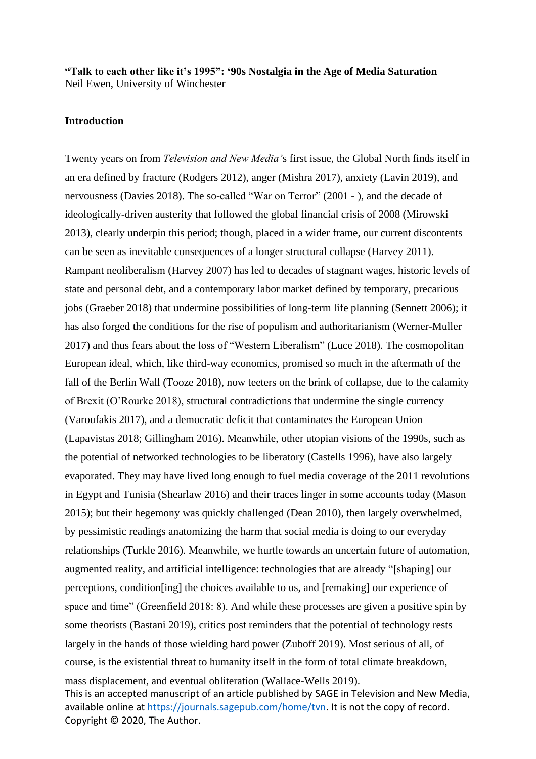**"Talk to each other like it's 1995": '90s Nostalgia in the Age of Media Saturation**
Neil Ewen, University of Winchester

## Introduction

Twenty years on from *Television and New Media'*s first issue, the Global North finds itself in an era defined by fracture (Rodgers 2012), anger (Mishra 2017), anxiety (Lavin 2019), and nervousness (Davies 2018). The so-called "War on Terror" (2001 - ), and the decade of ideologically-driven austerity that followed the global financial crisis of 2008 (Mirowski 2013), clearly underpin this period; though, placed in a wider frame, our current discontents can be seen as inevitable consequences of a longer structural collapse (Harvey 2011). Rampant neoliberalism (Harvey 2007) has led to decades of stagnant wages, historic levels of state and personal debt, and a contemporary labor market defined by temporary, precarious jobs (Graeber 2018) that undermine possibilities of long-term life planning (Sennett 2006); it has also forged the conditions for the rise of populism and authoritarianism (Werner-Muller 2017) and thus fears about the loss of "Western Liberalism" (Luce 2018). The cosmopolitan European ideal, which, like third-way economics, promised so much in the aftermath of the fall of the Berlin Wall (Tooze 2018), now teeters on the brink of collapse, due to the calamity of Brexit (O'Rourke 2018), structural contradictions that undermine the single currency (Varoufakis 2017), and a democratic deficit that contaminates the European Union (Lapavistas 2018; Gillingham 2016). Meanwhile, other utopian visions of the 1990s, such as the potential of networked technologies to be liberatory (Castells 1996), have also largely evaporated. They may have lived long enough to fuel media coverage of the 2011 revolutions in Egypt and Tunisia (Shearlaw 2016) and their traces linger in some accounts today (Mason 2015); but their hegemony was quickly challenged (Dean 2010), then largely overwhelmed, by pessimistic readings anatomizing the harm that social media is doing to our everyday relationships (Turkle 2016). Meanwhile, we hurtle towards an uncertain future of automation, augmented reality, and artificial intelligence: technologies that are already "[shaping] our perceptions, condition[ing] the choices available to us, and [remaking] our experience of space and time" (Greenfield 2018: 8). And while these processes are given a positive spin by some theorists (Bastani 2019), critics post reminders that the potential of technology rests largely in the hands of those wielding hard power (Zuboff 2019). Most serious of all, of course, is the existential threat to humanity itself in the form of total climate breakdown, mass displacement, and eventual obliteration (Wallace-Wells 2019).

This is an accepted manuscript of an article published by SAGE in Television and New Media, available online at https://journals.sagepub.com/home/tvn. It is not the copy of record. Copyright © 2020, The Author.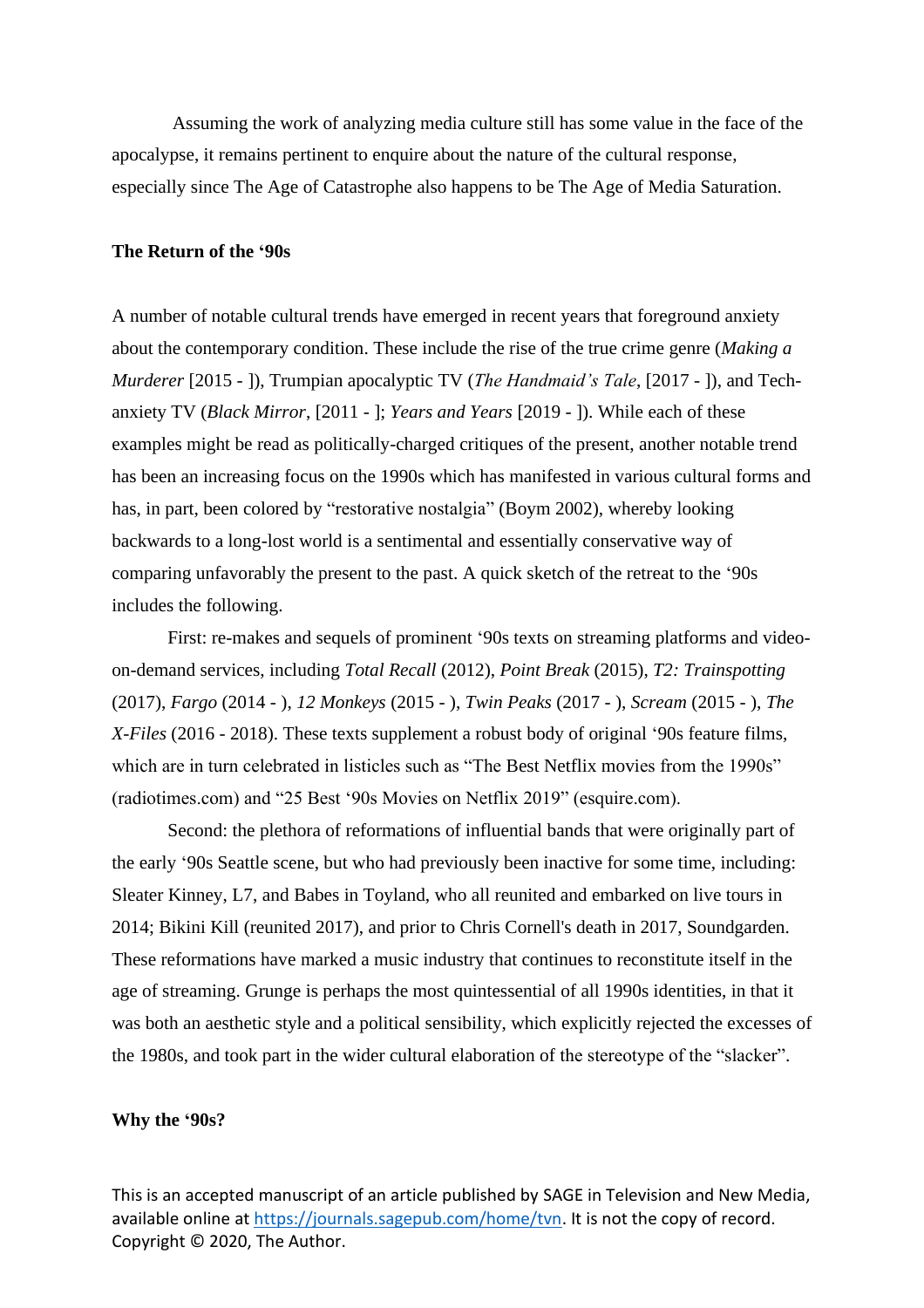Assuming the work of analyzing media culture still has some value in the face of the apocalypse, it remains pertinent to enquire about the nature of the cultural response, especially since The Age of Catastrophe also happens to be The Age of Media Saturation.

**The Return of the '90s**

A number of notable cultural trends have emerged in recent years that foreground anxiety about the contemporary condition. These include the rise of the true crime genre (*Making a Murderer* [2015 - ]), Trumpian apocalyptic TV (*The Handmaid's Tale*, [2017 - ]), and Tech-anxiety TV (*Black Mirror*, [2011 - ]; *Years and Years* [2019 - ]). While each of these examples might be read as politically-charged critiques of the present, another notable trend has been an increasing focus on the 1990s which has manifested in various cultural forms and has, in part, been colored by "restorative nostalgia" (Boym 2002), whereby looking backwards to a long-lost world is a sentimental and essentially conservative way of comparing unfavorably the present to the past. A quick sketch of the retreat to the '90s includes the following.

First: re-makes and sequels of prominent '90s texts on streaming platforms and video-on-demand services, including *Total Recall* (2012), *Point Break* (2015), *T2: Trainspotting* (2017), *Fargo* (2014 - ), *12 Monkeys* (2015 - ), *Twin Peaks* (2017 - ), *Scream* (2015 - ), *The X-Files* (2016 - 2018). These texts supplement a robust body of original '90s feature films, which are in turn celebrated in listicles such as "The Best Netflix movies from the 1990s" (radiotimes.com) and "25 Best '90s Movies on Netflix 2019" (esquire.com).

Second: the plethora of reformations of influential bands that were originally part of the early '90s Seattle scene, but who had previously been inactive for some time, including: Sleater Kinney, L7, and Babes in Toyland, who all reunited and embarked on live tours in 2014; Bikini Kill (reunited 2017), and prior to Chris Cornell's death in 2017, Soundgarden. These reformations have marked a music industry that continues to reconstitute itself in the age of streaming. Grunge is perhaps the most quintessential of all 1990s identities, in that it was both an aesthetic style and a political sensibility, which explicitly rejected the excesses of the 1980s, and took part in the wider cultural elaboration of the stereotype of the "slacker".

**Why the '90s?**

This is an accepted manuscript of an article published by SAGE in Television and New Media, available online at https://journals.sagepub.com/home/tvn. It is not the copy of record. Copyright © 2020, The Author.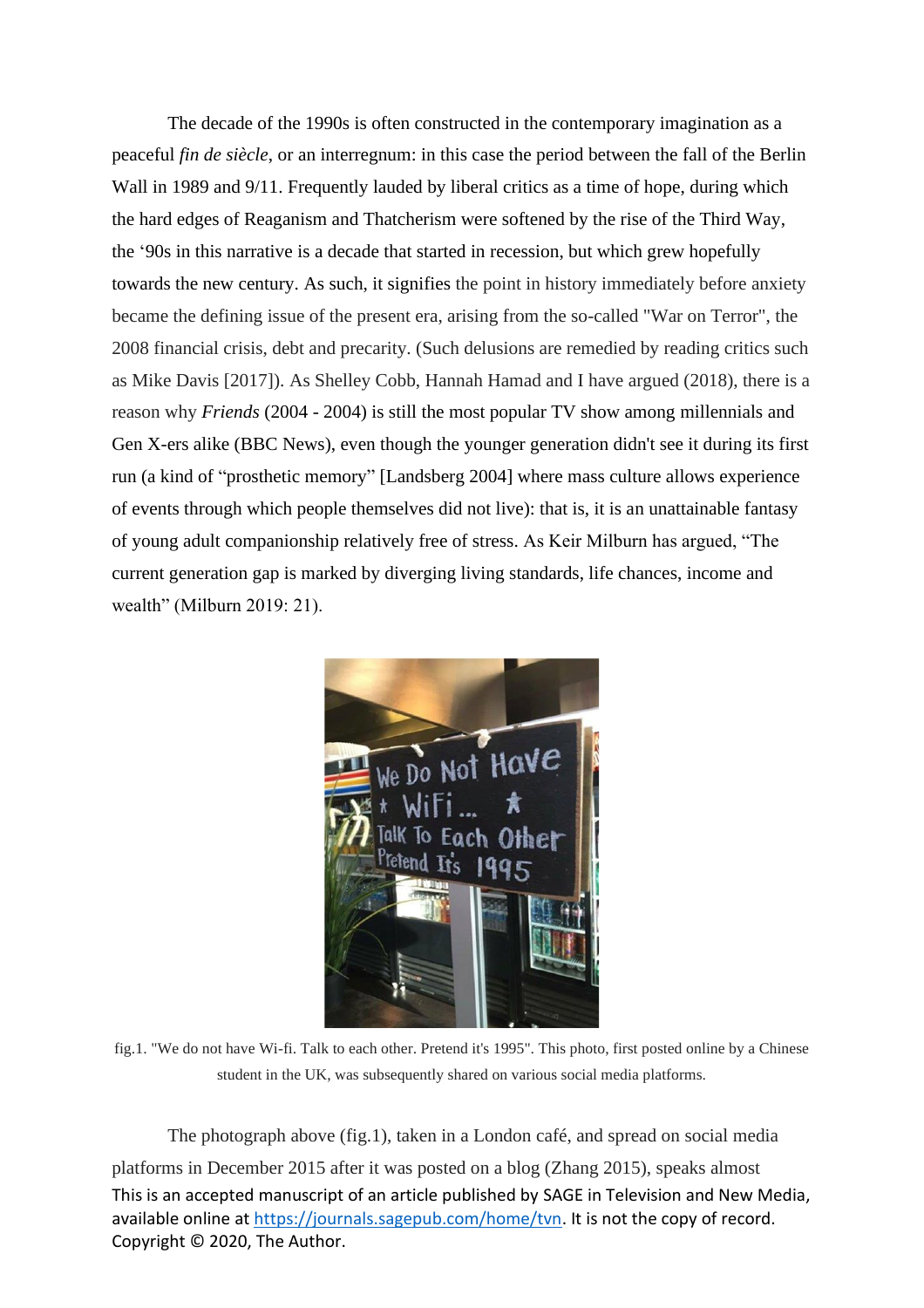The decade of the 1990s is often constructed in the contemporary imagination as a peaceful *fin de siècle*, or an interregnum: in this case the period between the fall of the Berlin Wall in 1989 and 9/11. Frequently lauded by liberal critics as a time of hope, during which the hard edges of Reaganism and Thatcherism were softened by the rise of the Third Way, the '90s in this narrative is a decade that started in recession, but which grew hopefully towards the new century. As such, it signifies the point in history immediately before anxiety became the defining issue of the present era, arising from the so-called "War on Terror", the 2008 financial crisis, debt and precarity. (Such delusions are remedied by reading critics such as Mike Davis [2017]). As Shelley Cobb, Hannah Hamad and I have argued (2018), there is a reason why ***Friends*** (2004 - 2004) is still the most popular TV show among millennials and Gen X-ers alike (BBC News), even though the younger generation didn't see it during its first run (a kind of "prosthetic memory" [Landsberg 2004] where mass culture allows experience of events through which people themselves did not live): that is, it is an unattainable fantasy of young adult companionship relatively free of stress. As Keir Milburn has argued, "The current generation gap is marked by diverging living standards, life chances, income and wealth" (Milburn 2019: 21).

fig.1. "We do not have Wi-fi. Talk to each other. Pretend it's 1995". This photo, first posted online by a Chinese student in the UK, was subsequently shared on various social media platforms.

The photograph above (fig.1), taken in a London café, and spread on social media platforms in December 2015 after it was posted on a blog (Zhang 2015), speaks almost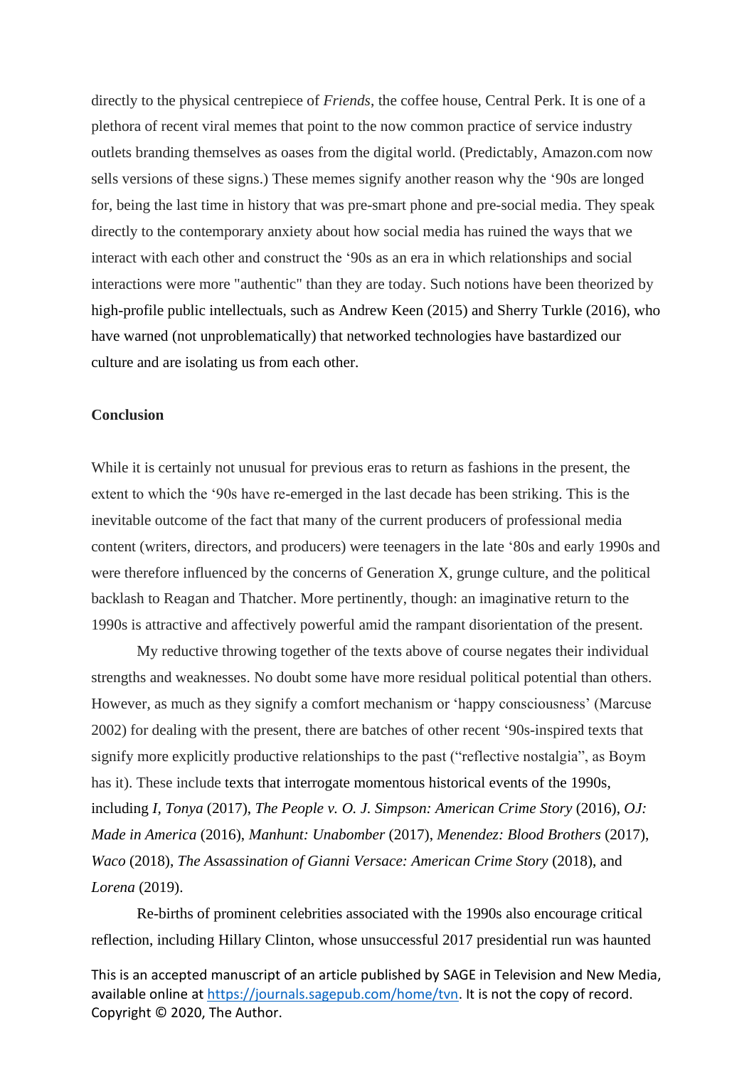directly to the physical centrepiece of *Friends*, the coffee house, Central Perk. It is one of a plethora of recent viral memes that point to the now common practice of service industry outlets branding themselves as oases from the digital world. (Predictably, Amazon.com now sells versions of these signs.) These memes signify another reason why the '90s are longed for, being the last time in history that was pre-smart phone and pre-social media. They speak directly to the contemporary anxiety about how social media has ruined the ways that we interact with each other and construct the '90s as an era in which relationships and social interactions were more "authentic" than they are today. Such notions have been theorized by high-profile public intellectuals, such as Andrew Keen (2015) and Sherry Turkle (2016), who have warned (not unproblematically) that networked technologies have bastardized our culture and are isolating us from each other.

**Conclusion**

While it is certainly not unusual for previous eras to return as fashions in the present, the extent to which the '90s have re-emerged in the last decade has been striking. This is the inevitable outcome of the fact that many of the current producers of professional media content (writers, directors, and producers) were teenagers in the late '80s and early 1990s and were therefore influenced by the concerns of Generation X, grunge culture, and the political backlash to Reagan and Thatcher. More pertinently, though: an imaginative return to the 1990s is attractive and affectively powerful amid the rampant disorientation of the present.

My reductive throwing together of the texts above of course negates their individual strengths and weaknesses. No doubt some have more residual political potential than others. However, as much as they signify a comfort mechanism or 'happy consciousness' (Marcuse 2002) for dealing with the present, there are batches of other recent '90s-inspired texts that signify more explicitly productive relationships to the past ("reflective nostalgia", as Boym has it). These include texts that interrogate momentous historical events of the 1990s, including *I, Tonya* (2017), *The People v. O. J. Simpson: American Crime Story* (2016), *OJ: Made in America* (2016), *Manhunt: Unabomber* (2017), *Menendez: Blood Brothers* (2017), *Waco* (2018), *The Assassination of Gianni Versace: American Crime Story* (2018), and *Lorena* (2019).

Re-births of prominent celebrities associated with the 1990s also encourage critical reflection, including Hillary Clinton, whose unsuccessful 2017 presidential run was haunted

This is an accepted manuscript of an article published by SAGE in Television and New Media, available online at https://journals.sagepub.com/home/tvn. It is not the copy of record. Copyright © 2020, The Author.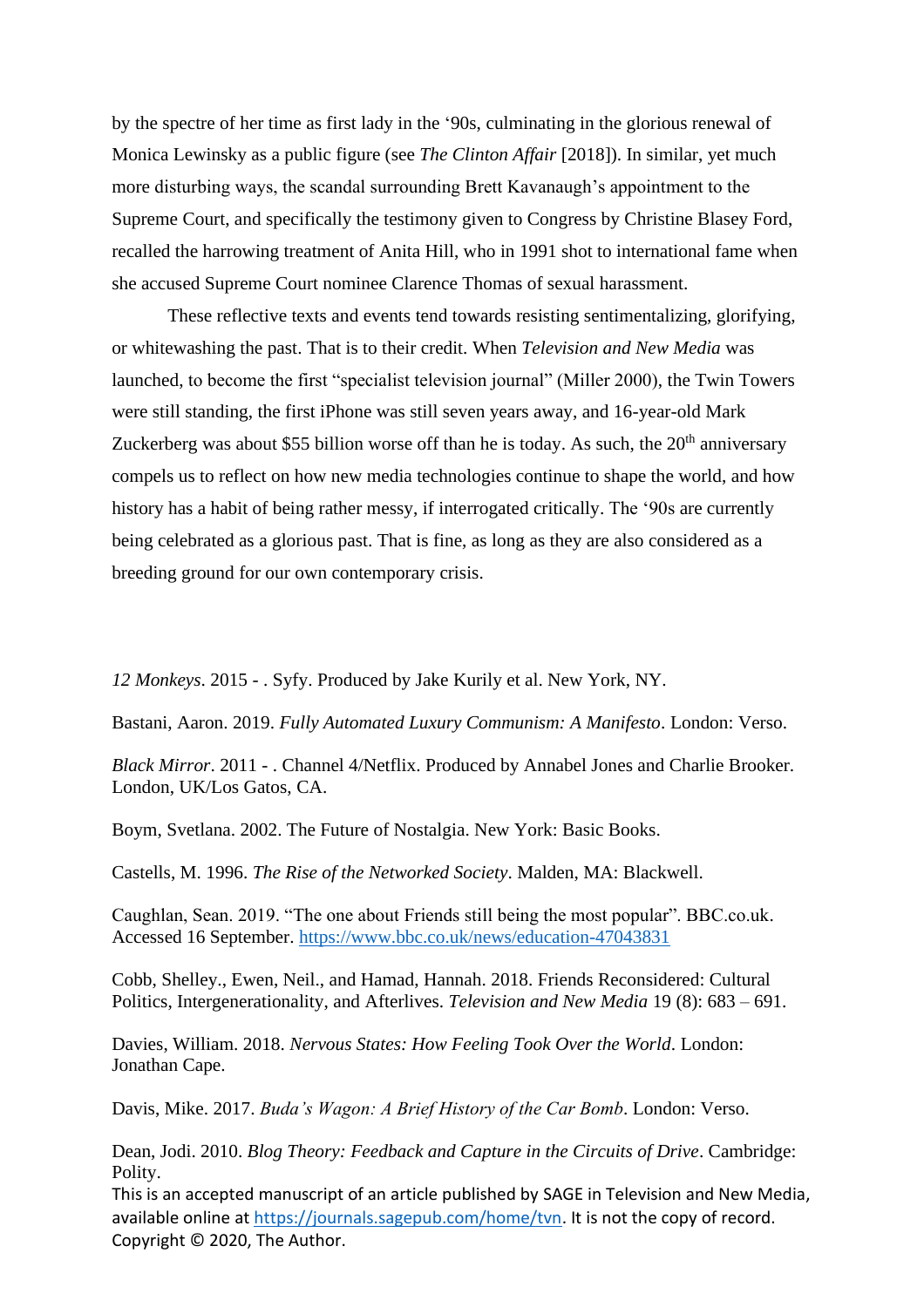by the spectre of her time as first lady in the '90s, culminating in the glorious renewal of Monica Lewinsky as a public figure (see *The Clinton Affair* [2018]). In similar, yet much more disturbing ways, the scandal surrounding Brett Kavanaugh's appointment to the Supreme Court, and specifically the testimony given to Congress by Christine Blasey Ford, recalled the harrowing treatment of Anita Hill, who in 1991 shot to international fame when she accused Supreme Court nominee Clarence Thomas of sexual harassment.

These reflective texts and events tend towards resisting sentimentalizing, glorifying, or whitewashing the past. That is to their credit. When *Television and New Media* was launched, to become the first "specialist television journal" (Miller 2000), the Twin Towers were still standing, the first iPhone was still seven years away, and 16-year-old Mark Zuckerberg was about $55 billion worse off than he is today. As such, the 20th anniversary compels us to reflect on how new media technologies continue to shape the world, and how history has a habit of being rather messy, if interrogated critically. The '90s are currently being celebrated as a glorious past. That is fine, as long as they are also considered as a breeding ground for our own contemporary crisis.

*12 Monkeys*. 2015 - . Syfy. Produced by Jake Kurily et al. New York, NY.

Bastani, Aaron. 2019. *Fully Automated Luxury Communism: A Manifesto*. London: Verso.

*Black Mirror*. 2011 - . Channel 4/Netflix. Produced by Annabel Jones and Charlie Brooker. London, UK/Los Gatos, CA.

Boym, Svetlana. 2002. The Future of Nostalgia. New York: Basic Books.

Castells, M. 1996. *The Rise of the Networked Society*. Malden, MA: Blackwell.

Caughlan, Sean. 2019. "The one about Friends still being the most popular". BBC.co.uk. Accessed 16 September. https://www.bbc.co.uk/news/education-47043831

Cobb, Shelley., Ewen, Neil., and Hamad, Hannah. 2018. Friends Reconsidered: Cultural Politics, Intergenerationality, and Afterlives. *Television and New Media* 19 (8): 683 – 691.

Davies, William. 2018. *Nervous States: How Feeling Took Over the World*. London: Jonathan Cape.

Davis, Mike. 2017. *Buda's Wagon: A Brief History of the Car Bomb*. London: Verso.

Dean, Jodi. 2010. *Blog Theory: Feedback and Capture in the Circuits of Drive*. Cambridge: Polity.

This is an accepted manuscript of an article published by SAGE in Television and New Media, available online at https://journals.sagepub.com/home/tvn. It is not the copy of record. Copyright © 2020, The Author.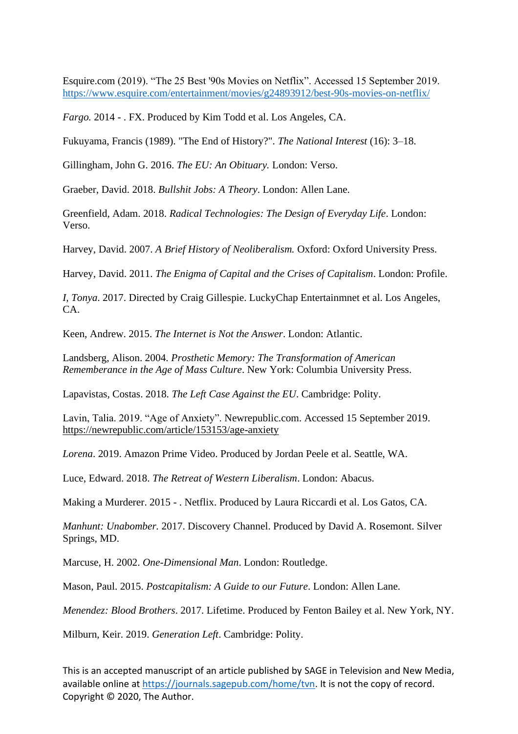Esquire.com (2019). "The 25 Best '90s Movies on Netflix". Accessed 15 September 2019. https://www.esquire.com/entertainment/movies/g24893912/best-90s-movies-on-netflix/

*Fargo.* 2014 - . FX. Produced by Kim Todd et al. Los Angeles, CA.

Fukuyama, Francis (1989). "The End of History?". *The National Interest* (16): 3–18.

Gillingham, John G. 2016. *The EU: An Obituary.* London: Verso.

Graeber, David. 2018. *Bullshit Jobs: A Theory*. London: Allen Lane.

Greenfield, Adam. 2018. *Radical Technologies: The Design of Everyday Life*. London: Verso.

Harvey, David. 2007. *A Brief History of Neoliberalism.* Oxford: Oxford University Press.

Harvey, David. 2011. *The Enigma of Capital and the Crises of Capitalism*. London: Profile.

*I, Tonya*. 2017. Directed by Craig Gillespie. LuckyChap Entertainmnet et al. Los Angeles, CA.

Keen, Andrew. 2015. *The Internet is Not the Answer*. London: Atlantic.

Landsberg, Alison. 2004. *Prosthetic Memory: The Transformation of American Rememberance in the Age of Mass Culture*. New York: Columbia University Press.

Lapavistas, Costas. 2018. *The Left Case Against the EU*. Cambridge: Polity.

Lavin, Talia. 2019. "Age of Anxiety". Newrepublic.com. Accessed 15 September 2019. https://newrepublic.com/article/153153/age-anxiety

*Lorena*. 2019. Amazon Prime Video. Produced by Jordan Peele et al. Seattle, WA.

Luce, Edward. 2018. *The Retreat of Western Liberalism*. London: Abacus.

Making a Murderer. 2015 - . Netflix. Produced by Laura Riccardi et al. Los Gatos, CA.

*Manhunt: Unabomber.* 2017. Discovery Channel. Produced by David A. Rosemont. Silver Springs, MD.

Marcuse, H. 2002. *One-Dimensional Man*. London: Routledge.

Mason, Paul. 2015. *Postcapitalism: A Guide to our Future*. London: Allen Lane.

*Menendez: Blood Brothers*. 2017. Lifetime. Produced by Fenton Bailey et al. New York, NY.

Milburn, Keir. 2019. *Generation Left*. Cambridge: Polity.

This is an accepted manuscript of an article published by SAGE in Television and New Media, available online at https://journals.sagepub.com/home/tvn. It is not the copy of record. Copyright © 2020, The Author.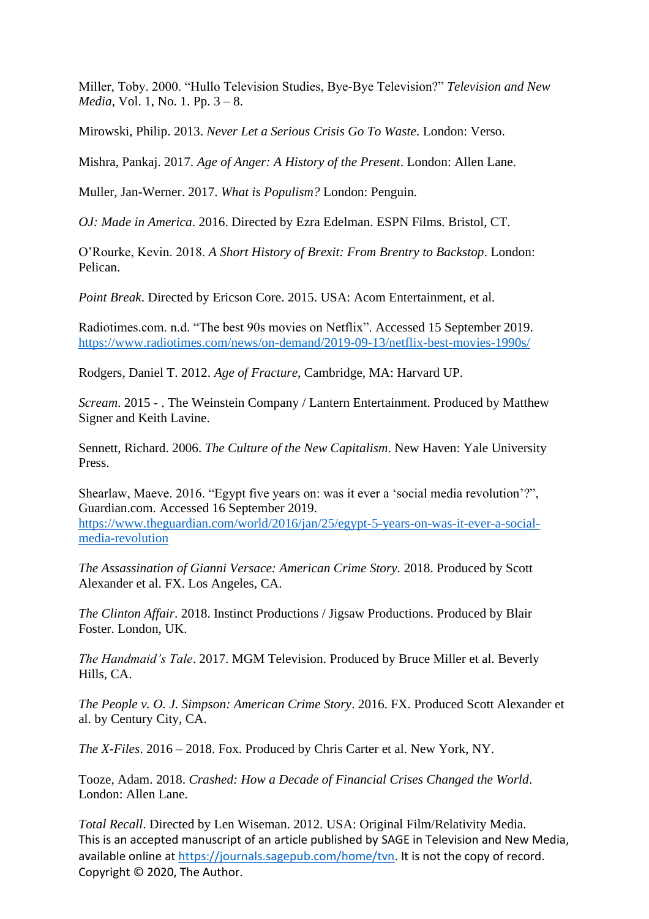Miller, Toby. 2000. “Hullo Television Studies, Bye-Bye Television?” *Television and New Media*, Vol. 1, No. 1. Pp. 3 – 8.

Mirowski, Philip. 2013. *Never Let a Serious Crisis Go To Waste*. London: Verso.

Mishra, Pankaj. 2017. *Age of Anger: A History of the Present*. London: Allen Lane.

Muller, Jan-Werner. 2017. *What is Populism?* London: Penguin.

*OJ: Made in America*. 2016. Directed by Ezra Edelman. ESPN Films. Bristol, CT.

O’Rourke, Kevin. 2018. *A Short History of Brexit: From Brentry to Backstop*. London: Pelican.

*Point Break*. Directed by Ericson Core. 2015. USA: Acom Entertainment, et al.

Radiotimes.com. n.d. “The best 90s movies on Netflix”. Accessed 15 September 2019. https://www.radiotimes.com/news/on-demand/2019-09-13/netflix-best-movies-1990s/

Rodgers, Daniel T. 2012. *Age of Fracture*, Cambridge, MA: Harvard UP.

*Scream*. 2015 - . The Weinstein Company / Lantern Entertainment. Produced by Matthew Signer and Keith Lavine.

Sennett, Richard. 2006. *The Culture of the New Capitalism*. New Haven: Yale University Press.

Shearlaw, Maeve. 2016. “Egypt five years on: was it ever a ‘social media revolution’?”, Guardian.com. Accessed 16 September 2019. https://www.theguardian.com/world/2016/jan/25/egypt-5-years-on-was-it-ever-a-social-media-revolution

*The Assassination of Gianni Versace: American Crime Story*. 2018. Produced by Scott Alexander et al. FX. Los Angeles, CA.

*The Clinton Affair*. 2018. Instinct Productions / Jigsaw Productions. Produced by Blair Foster. London, UK.

*The Handmaid’s Tale*. 2017. MGM Television. Produced by Bruce Miller et al. Beverly Hills, CA.

*The People v. O. J. Simpson: American Crime Story*. 2016. FX. Produced Scott Alexander et al. by Century City, CA.

*The X-Files*. 2016 – 2018. Fox. Produced by Chris Carter et al. New York, NY.

Tooze, Adam. 2018. *Crashed: How a Decade of Financial Crises Changed the World*. London: Allen Lane.

*Total Recall*. Directed by Len Wiseman. 2012. USA: Original Film/Relativity Media.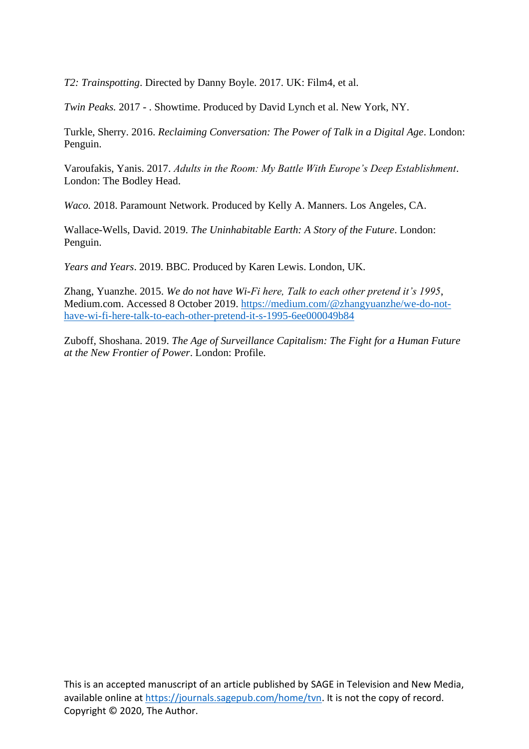*T2: Trainspotting*. Directed by Danny Boyle. 2017. UK: Film4, et al.

*Twin Peaks.* 2017 - . Showtime. Produced by David Lynch et al. New York, NY.

Turkle, Sherry. 2016. *Reclaiming Conversation: The Power of Talk in a Digital Age*. London: Penguin.

Varoufakis, Yanis. 2017. *Adults in the Room: My Battle With Europe's Deep Establishment*. London: The Bodley Head.

*Waco.* 2018. Paramount Network. Produced by Kelly A. Manners. Los Angeles, CA.

Wallace-Wells, David. 2019. *The Uninhabitable Earth: A Story of the Future*. London: Penguin.

*Years and Years*. 2019. BBC. Produced by Karen Lewis. London, UK.

Zhang, Yuanzhe. 2015. *We do not have Wi-Fi here, Talk to each other pretend it's 1995*, Medium.com. Accessed 8 October 2019. https://medium.com/@zhangyuanzhe/we-do-not-have-wi-fi-here-talk-to-each-other-pretend-it-s-1995-6ee000049b84

Zuboff, Shoshana. 2019. *The Age of Surveillance Capitalism: The Fight for a Human Future at the New Frontier of Power*. London: Profile.